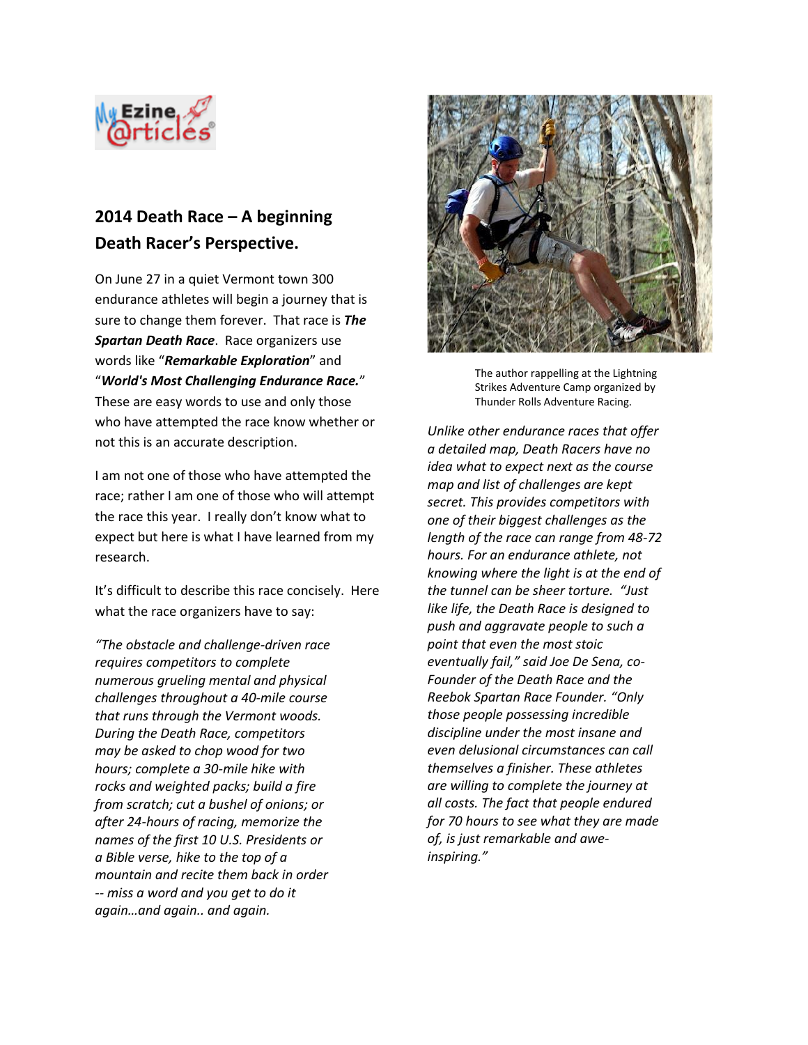## 2014 Death Race – A beginning Death Racer's Perspective.

On June 27 in a quiet Vermont town 300 endurance athletes will begin a journey that is sure to change them forever. That race is ***The Spartan Death Race***. Race organizers use words like "***Remarkable Exploration***" and "***World's Most Challenging Endurance Race.***" These are easy words to use and only those who have attempted the race know whether or not this is an accurate description.

I am not one of those who have attempted the race; rather I am one of those who will attempt the race this year. I really don't know what to expect but here is what I have learned from my research.

It's difficult to describe this race concisely. Here what the race organizers have to say:

*"The obstacle and challenge-driven race requires competitors to complete numerous grueling mental and physical challenges throughout a 40-mile course that runs through the Vermont woods. During the Death Race, competitors may be asked to chop wood for two hours; complete a 30-mile hike with rocks and weighted packs; build a fire from scratch; cut a bushel of onions; or after 24-hours of racing, memorize the names of the first 10 U.S. Presidents or a Bible verse, hike to the top of a mountain and recite them back in order -- miss a word and you get to do it again…and again.. and again.*

The author rappelling at the Lightning Strikes Adventure Camp organized by Thunder Rolls Adventure Racing.

*Unlike other endurance races that offer a detailed map, Death Racers have no idea what to expect next as the course map and list of challenges are kept secret. This provides competitors with one of their biggest challenges as the length of the race can range from 48-72 hours. For an endurance athlete, not knowing where the light is at the end of the tunnel can be sheer torture. "Just like life, the Death Race is designed to push and aggravate people to such a point that even the most stoic eventually fail," said Joe De Sena, co-Founder of the Death Race and the Reebok Spartan Race Founder. "Only those people possessing incredible discipline under the most insane and even delusional circumstances can call themselves a finisher. These athletes are willing to complete the journey at all costs. The fact that people endured for 70 hours to see what they are made of, is just remarkable and awe-inspiring."*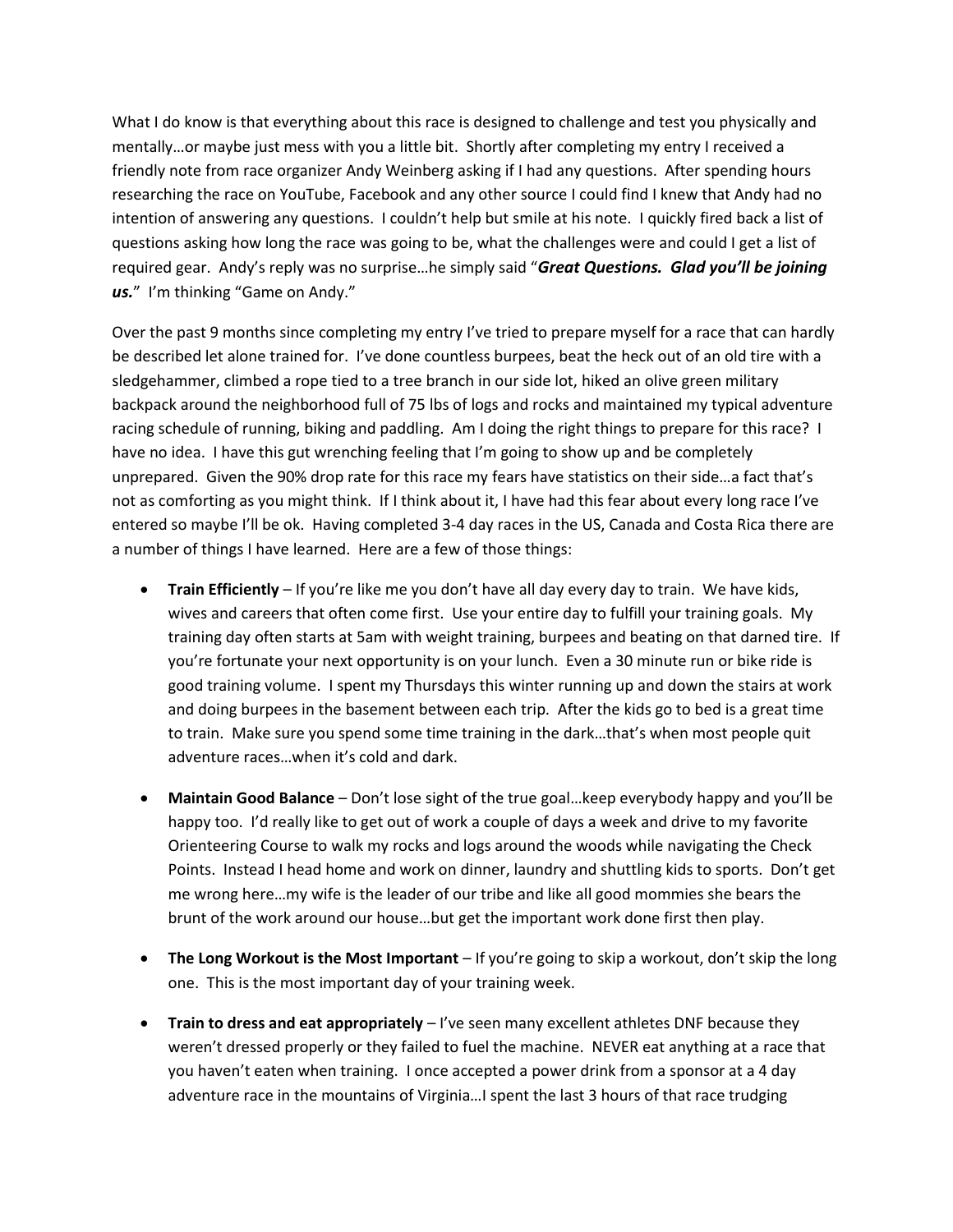What I do know is that everything about this race is designed to challenge and test you physically and mentally…or maybe just mess with you a little bit. Shortly after completing my entry I received a friendly note from race organizer Andy Weinberg asking if I had any questions. After spending hours researching the race on YouTube, Facebook and any other source I could find I knew that Andy had no intention of answering any questions. I couldn't help but smile at his note. I quickly fired back a list of questions asking how long the race was going to be, what the challenges were and could I get a list of required gear. Andy's reply was no surprise…he simply said "***Great Questions. Glad you'll be joining us.***" I'm thinking "Game on Andy."

Over the past 9 months since completing my entry I've tried to prepare myself for a race that can hardly be described let alone trained for. I've done countless burpees, beat the heck out of an old tire with a sledgehammer, climbed a rope tied to a tree branch in our side lot, hiked an olive green military backpack around the neighborhood full of 75 lbs of logs and rocks and maintained my typical adventure racing schedule of running, biking and paddling. Am I doing the right things to prepare for this race? I have no idea. I have this gut wrenching feeling that I'm going to show up and be completely unprepared. Given the 90% drop rate for this race my fears have statistics on their side…a fact that's not as comforting as you might think. If I think about it, I have had this fear about every long race I've entered so maybe I'll be ok. Having completed 3-4 day races in the US, Canada and Costa Rica there are a number of things I have learned. Here are a few of those things:

- **Train Efficiently** – If you're like me you don't have all day every day to train. We have kids, wives and careers that often come first. Use your entire day to fulfill your training goals. My training day often starts at 5am with weight training, burpees and beating on that darned tire. If you're fortunate your next opportunity is on your lunch. Even a 30 minute run or bike ride is good training volume. I spent my Thursdays this winter running up and down the stairs at work and doing burpees in the basement between each trip. After the kids go to bed is a great time to train. Make sure you spend some time training in the dark…that's when most people quit adventure races…when it's cold and dark.

- **Maintain Good Balance** – Don't lose sight of the true goal…keep everybody happy and you'll be happy too. I'd really like to get out of work a couple of days a week and drive to my favorite Orienteering Course to walk my rocks and logs around the woods while navigating the Check Points. Instead I head home and work on dinner, laundry and shuttling kids to sports. Don't get me wrong here…my wife is the leader of our tribe and like all good mommies she bears the brunt of the work around our house…but get the important work done first then play.

- **The Long Workout is the Most Important** – If you're going to skip a workout, don't skip the long one. This is the most important day of your training week.

- **Train to dress and eat appropriately** – I've seen many excellent athletes DNF because they weren't dressed properly or they failed to fuel the machine. NEVER eat anything at a race that you haven't eaten when training. I once accepted a power drink from a sponsor at a 4 day adventure race in the mountains of Virginia…I spent the last 3 hours of that race trudging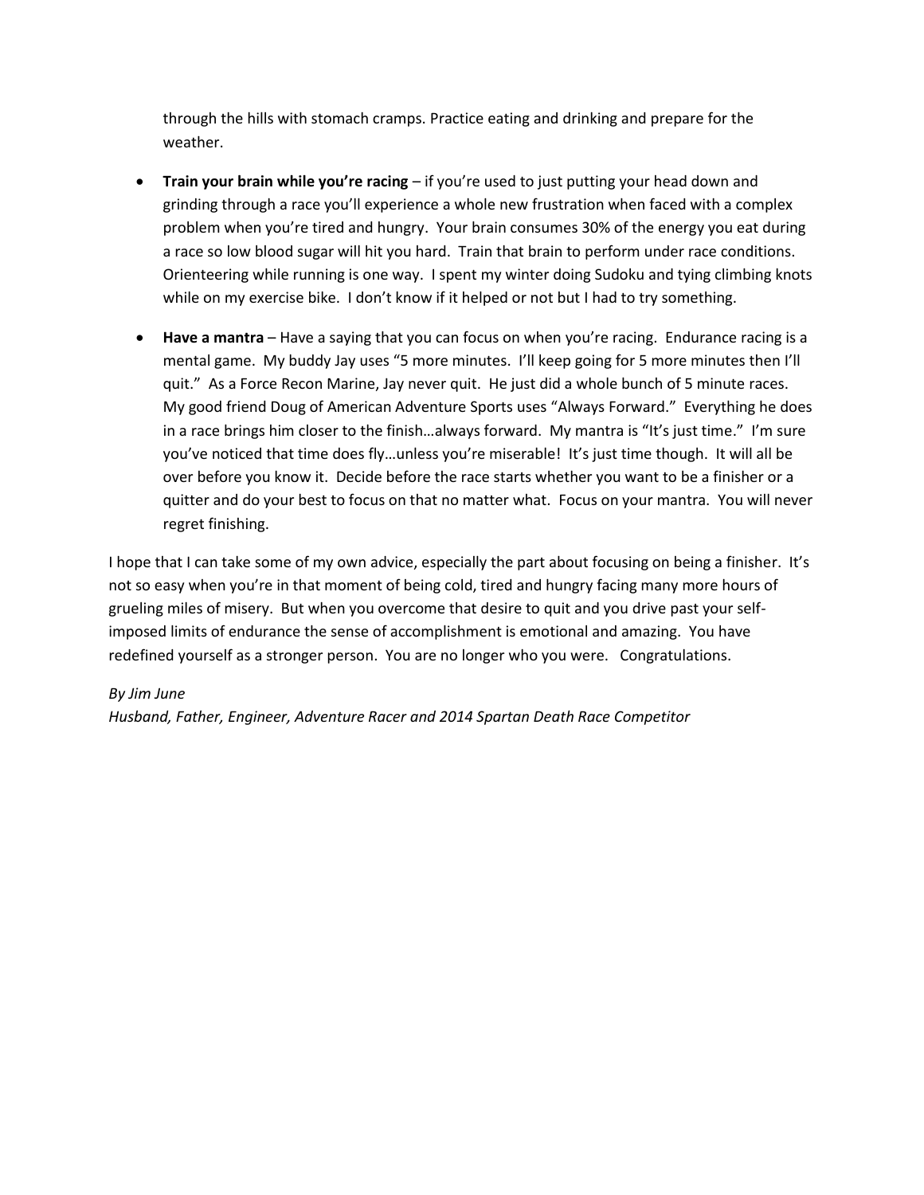through the hills with stomach cramps. Practice eating and drinking and prepare for the weather.

- **Train your brain while you're racing** – if you're used to just putting your head down and grinding through a race you'll experience a whole new frustration when faced with a complex problem when you're tired and hungry. Your brain consumes 30% of the energy you eat during a race so low blood sugar will hit you hard. Train that brain to perform under race conditions. Orienteering while running is one way. I spent my winter doing Sudoku and tying climbing knots while on my exercise bike. I don't know if it helped or not but I had to try something.

- **Have a mantra** – Have a saying that you can focus on when you're racing. Endurance racing is a mental game. My buddy Jay uses "5 more minutes. I'll keep going for 5 more minutes then I'll quit." As a Force Recon Marine, Jay never quit. He just did a whole bunch of 5 minute races. My good friend Doug of American Adventure Sports uses "Always Forward." Everything he does in a race brings him closer to the finish…always forward. My mantra is "It's just time." I'm sure you've noticed that time does fly…unless you're miserable! It's just time though. It will all be over before you know it. Decide before the race starts whether you want to be a finisher or a quitter and do your best to focus on that no matter what. Focus on your mantra. You will never regret finishing.

I hope that I can take some of my own advice, especially the part about focusing on being a finisher. It's not so easy when you're in that moment of being cold, tired and hungry facing many more hours of grueling miles of misery. But when you overcome that desire to quit and you drive past your self-imposed limits of endurance the sense of accomplishment is emotional and amazing. You have redefined yourself as a stronger person. You are no longer who you were. Congratulations.

*By Jim June*
*Husband, Father, Engineer, Adventure Racer and 2014 Spartan Death Race Competitor*